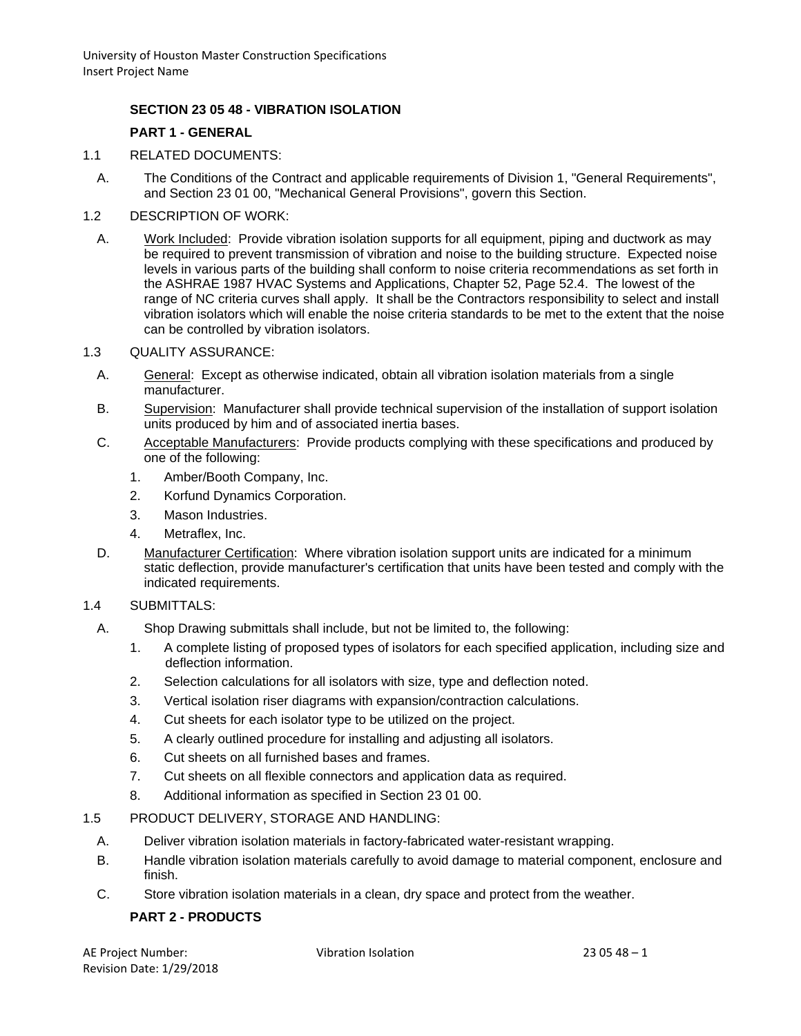## SECTION 23 05 48 - VIBRATION ISOLATION

### PART 1 - GENERAL

1.1 RELATED DOCUMENTS:

A. The Conditions of the Contract and applicable requirements of Division 1, "General Requirements", and Section 23 01 00, "Mechanical General Provisions", govern this Section.

1.2 DESCRIPTION OF WORK:

A. Work Included: Provide vibration isolation supports for all equipment, piping and ductwork as may be required to prevent transmission of vibration and noise to the building structure. Expected noise levels in various parts of the building shall conform to noise criteria recommendations as set forth in the ASHRAE 1987 HVAC Systems and Applications, Chapter 52, Page 52.4. The lowest of the range of NC criteria curves shall apply. It shall be the Contractors responsibility to select and install vibration isolators which will enable the noise criteria standards to be met to the extent that the noise can be controlled by vibration isolators.

1.3 QUALITY ASSURANCE:

A. General: Except as otherwise indicated, obtain all vibration isolation materials from a single manufacturer.

B. Supervision: Manufacturer shall provide technical supervision of the installation of support isolation units produced by him and of associated inertia bases.

C. Acceptable Manufacturers: Provide products complying with these specifications and produced by one of the following:

1. Amber/Booth Company, Inc.
2. Korfund Dynamics Corporation.
3. Mason Industries.
4. Metraflex, Inc.

D. Manufacturer Certification: Where vibration isolation support units are indicated for a minimum static deflection, provide manufacturer's certification that units have been tested and comply with the indicated requirements.

1.4 SUBMITTALS:

A. Shop Drawing submittals shall include, but not be limited to, the following:

1. A complete listing of proposed types of isolators for each specified application, including size and deflection information.
2. Selection calculations for all isolators with size, type and deflection noted.
3. Vertical isolation riser diagrams with expansion/contraction calculations.
4. Cut sheets for each isolator type to be utilized on the project.
5. A clearly outlined procedure for installing and adjusting all isolators.
6. Cut sheets on all furnished bases and frames.
7. Cut sheets on all flexible connectors and application data as required.
8. Additional information as specified in Section 23 01 00.

1.5 PRODUCT DELIVERY, STORAGE AND HANDLING:

A. Deliver vibration isolation materials in factory-fabricated water-resistant wrapping.

B. Handle vibration isolation materials carefully to avoid damage to material component, enclosure and finish.

C. Store vibration isolation materials in a clean, dry space and protect from the weather.

### PART 2 - PRODUCTS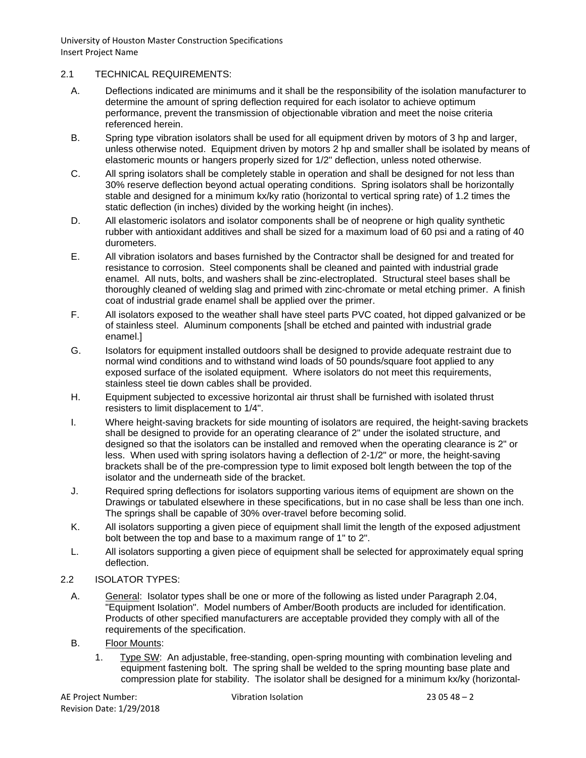## 2.1 TECHNICAL REQUIREMENTS:

A. Deflections indicated are minimums and it shall be the responsibility of the isolation manufacturer to determine the amount of spring deflection required for each isolator to achieve optimum performance, prevent the transmission of objectionable vibration and meet the noise criteria referenced herein.

B. Spring type vibration isolators shall be used for all equipment driven by motors of 3 hp and larger, unless otherwise noted. Equipment driven by motors 2 hp and smaller shall be isolated by means of elastomeric mounts or hangers properly sized for 1/2" deflection, unless noted otherwise.

C. All spring isolators shall be completely stable in operation and shall be designed for not less than 30% reserve deflection beyond actual operating conditions. Spring isolators shall be horizontally stable and designed for a minimum kx/ky ratio (horizontal to vertical spring rate) of 1.2 times the static deflection (in inches) divided by the working height (in inches).

D. All elastomeric isolators and isolator components shall be of neoprene or high quality synthetic rubber with antioxidant additives and shall be sized for a maximum load of 60 psi and a rating of 40 durometers.

E. All vibration isolators and bases furnished by the Contractor shall be designed for and treated for resistance to corrosion. Steel components shall be cleaned and painted with industrial grade enamel. All nuts, bolts, and washers shall be zinc-electroplated. Structural steel bases shall be thoroughly cleaned of welding slag and primed with zinc-chromate or metal etching primer. A finish coat of industrial grade enamel shall be applied over the primer.

F. All isolators exposed to the weather shall have steel parts PVC coated, hot dipped galvanized or be of stainless steel. Aluminum components [shall be etched and painted with industrial grade enamel.]

G. Isolators for equipment installed outdoors shall be designed to provide adequate restraint due to normal wind conditions and to withstand wind loads of 50 pounds/square foot applied to any exposed surface of the isolated equipment. Where isolators do not meet this requirements, stainless steel tie down cables shall be provided.

H. Equipment subjected to excessive horizontal air thrust shall be furnished with isolated thrust resisters to limit displacement to 1/4".

I. Where height-saving brackets for side mounting of isolators are required, the height-saving brackets shall be designed to provide for an operating clearance of 2" under the isolated structure, and designed so that the isolators can be installed and removed when the operating clearance is 2" or less. When used with spring isolators having a deflection of 2-1/2" or more, the height-saving brackets shall be of the pre-compression type to limit exposed bolt length between the top of the isolator and the underneath side of the bracket.

J. Required spring deflections for isolators supporting various items of equipment are shown on the Drawings or tabulated elsewhere in these specifications, but in no case shall be less than one inch. The springs shall be capable of 30% over-travel before becoming solid.

K. All isolators supporting a given piece of equipment shall limit the length of the exposed adjustment bolt between the top and base to a maximum range of 1" to 2".

L. All isolators supporting a given piece of equipment shall be selected for approximately equal spring deflection.

## 2.2 ISOLATOR TYPES:

A. General: Isolator types shall be one or more of the following as listed under Paragraph 2.04, "Equipment Isolation". Model numbers of Amber/Booth products are included for identification. Products of other specified manufacturers are acceptable provided they comply with all of the requirements of the specification.

B. Floor Mounts:

1. Type SW: An adjustable, free-standing, open-spring mounting with combination leveling and equipment fastening bolt. The spring shall be welded to the spring mounting base plate and compression plate for stability. The isolator shall be designed for a minimum kx/ky (horizontal-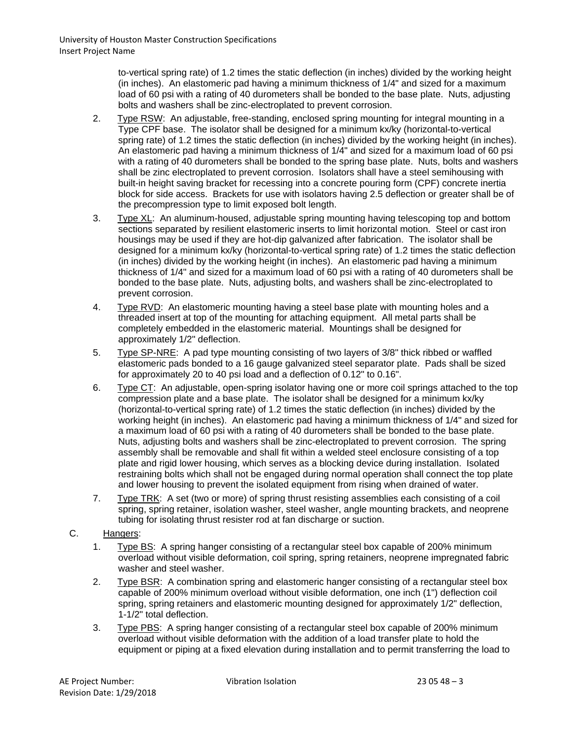to-vertical spring rate) of 1.2 times the static deflection (in inches) divided by the working height (in inches). An elastomeric pad having a minimum thickness of 1/4" and sized for a maximum load of 60 psi with a rating of 40 durometers shall be bonded to the base plate. Nuts, adjusting bolts and washers shall be zinc-electroplated to prevent corrosion.

2. Type RSW: An adjustable, free-standing, enclosed spring mounting for integral mounting in a Type CPF base. The isolator shall be designed for a minimum kx/ky (horizontal-to-vertical spring rate) of 1.2 times the static deflection (in inches) divided by the working height (in inches). An elastomeric pad having a minimum thickness of 1/4" and sized for a maximum load of 60 psi with a rating of 40 durometers shall be bonded to the spring base plate. Nuts, bolts and washers shall be zinc electroplated to prevent corrosion. Isolators shall have a steel semihousing with built-in height saving bracket for recessing into a concrete pouring form (CPF) concrete inertia block for side access. Brackets for use with isolators having 2.5 deflection or greater shall be of the precompression type to limit exposed bolt length.

3. Type XL: An aluminum-housed, adjustable spring mounting having telescoping top and bottom sections separated by resilient elastomeric inserts to limit horizontal motion. Steel or cast iron housings may be used if they are hot-dip galvanized after fabrication. The isolator shall be designed for a minimum kx/ky (horizontal-to-vertical spring rate) of 1.2 times the static deflection (in inches) divided by the working height (in inches). An elastomeric pad having a minimum thickness of 1/4" and sized for a maximum load of 60 psi with a rating of 40 durometers shall be bonded to the base plate. Nuts, adjusting bolts, and washers shall be zinc-electroplated to prevent corrosion.

4. Type RVD: An elastomeric mounting having a steel base plate with mounting holes and a threaded insert at top of the mounting for attaching equipment. All metal parts shall be completely embedded in the elastomeric material. Mountings shall be designed for approximately 1/2" deflection.

5. Type SP-NRE: A pad type mounting consisting of two layers of 3/8" thick ribbed or waffled elastomeric pads bonded to a 16 gauge galvanized steel separator plate. Pads shall be sized for approximately 20 to 40 psi load and a deflection of 0.12" to 0.16".

6. Type CT: An adjustable, open-spring isolator having one or more coil springs attached to the top compression plate and a base plate. The isolator shall be designed for a minimum kx/ky (horizontal-to-vertical spring rate) of 1.2 times the static deflection (in inches) divided by the working height (in inches). An elastomeric pad having a minimum thickness of 1/4" and sized for a maximum load of 60 psi with a rating of 40 durometers shall be bonded to the base plate. Nuts, adjusting bolts and washers shall be zinc-electroplated to prevent corrosion. The spring assembly shall be removable and shall fit within a welded steel enclosure consisting of a top plate and rigid lower housing, which serves as a blocking device during installation. Isolated restraining bolts which shall not be engaged during normal operation shall connect the top plate and lower housing to prevent the isolated equipment from rising when drained of water.

7. Type TRK: A set (two or more) of spring thrust resisting assemblies each consisting of a coil spring, spring retainer, isolation washer, steel washer, angle mounting brackets, and neoprene tubing for isolating thrust resister rod at fan discharge or suction.

C. Hangers:

1. Type BS: A spring hanger consisting of a rectangular steel box capable of 200% minimum overload without visible deformation, coil spring, spring retainers, neoprene impregnated fabric washer and steel washer.

2. Type BSR: A combination spring and elastomeric hanger consisting of a rectangular steel box capable of 200% minimum overload without visible deformation, one inch (1") deflection coil spring, spring retainers and elastomeric mounting designed for approximately 1/2" deflection, 1-1/2" total deflection.

3. Type PBS: A spring hanger consisting of a rectangular steel box capable of 200% minimum overload without visible deformation with the addition of a load transfer plate to hold the equipment or piping at a fixed elevation during installation and to permit transferring the load to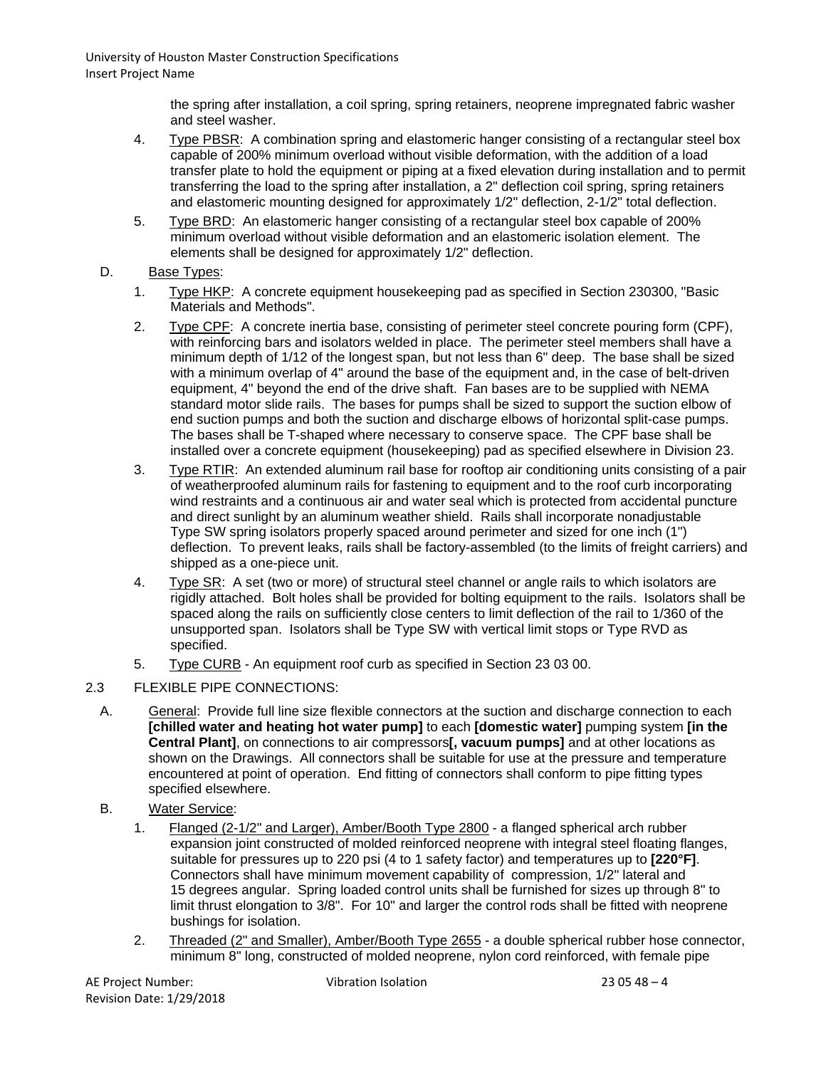the spring after installation, a coil spring, spring retainers, neoprene impregnated fabric washer and steel washer.

4. Type PBSR: A combination spring and elastomeric hanger consisting of a rectangular steel box capable of 200% minimum overload without visible deformation, with the addition of a load transfer plate to hold the equipment or piping at a fixed elevation during installation and to permit transferring the load to the spring after installation, a 2" deflection coil spring, spring retainers and elastomeric mounting designed for approximately 1/2" deflection, 2-1/2" total deflection.

5. Type BRD: An elastomeric hanger consisting of a rectangular steel box capable of 200% minimum overload without visible deformation and an elastomeric isolation element. The elements shall be designed for approximately 1/2" deflection.

D. Base Types:

1. Type HKP: A concrete equipment housekeeping pad as specified in Section 230300, "Basic Materials and Methods".

2. Type CPF: A concrete inertia base, consisting of perimeter steel concrete pouring form (CPF), with reinforcing bars and isolators welded in place. The perimeter steel members shall have a minimum depth of 1/12 of the longest span, but not less than 6" deep. The base shall be sized with a minimum overlap of 4" around the base of the equipment and, in the case of belt-driven equipment, 4" beyond the end of the drive shaft. Fan bases are to be supplied with NEMA standard motor slide rails. The bases for pumps shall be sized to support the suction elbow of end suction pumps and both the suction and discharge elbows of horizontal split-case pumps. The bases shall be T-shaped where necessary to conserve space. The CPF base shall be installed over a concrete equipment (housekeeping) pad as specified elsewhere in Division 23.

3. Type RTIR: An extended aluminum rail base for rooftop air conditioning units consisting of a pair of weatherproofed aluminum rails for fastening to equipment and to the roof curb incorporating wind restraints and a continuous air and water seal which is protected from accidental puncture and direct sunlight by an aluminum weather shield. Rails shall incorporate nonadjustable Type SW spring isolators properly spaced around perimeter and sized for one inch (1") deflection. To prevent leaks, rails shall be factory-assembled (to the limits of freight carriers) and shipped as a one-piece unit.

4. Type SR: A set (two or more) of structural steel channel or angle rails to which isolators are rigidly attached. Bolt holes shall be provided for bolting equipment to the rails. Isolators shall be spaced along the rails on sufficiently close centers to limit deflection of the rail to 1/360 of the unsupported span. Isolators shall be Type SW with vertical limit stops or Type RVD as specified.

5. Type CURB - An equipment roof curb as specified in Section 23 03 00.

2.3 FLEXIBLE PIPE CONNECTIONS:

A. General: Provide full line size flexible connectors at the suction and discharge connection to each **[chilled water and heating hot water pump]** to each **[domestic water]** pumping system **[in the Central Plant]**, on connections to air compressors**[, vacuum pumps]** and at other locations as shown on the Drawings. All connectors shall be suitable for use at the pressure and temperature encountered at point of operation. End fitting of connectors shall conform to pipe fitting types specified elsewhere.

B. Water Service:

1. Flanged (2-1/2" and Larger), Amber/Booth Type 2800 - a flanged spherical arch rubber expansion joint constructed of molded reinforced neoprene with integral steel floating flanges, suitable for pressures up to 220 psi (4 to 1 safety factor) and temperatures up to **[220°F]**. Connectors shall have minimum movement capability of compression, 1/2" lateral and 15 degrees angular. Spring loaded control units shall be furnished for sizes up through 8" to limit thrust elongation to 3/8". For 10" and larger the control rods shall be fitted with neoprene bushings for isolation.

2. Threaded (2" and Smaller), Amber/Booth Type 2655 - a double spherical rubber hose connector, minimum 8" long, constructed of molded neoprene, nylon cord reinforced, with female pipe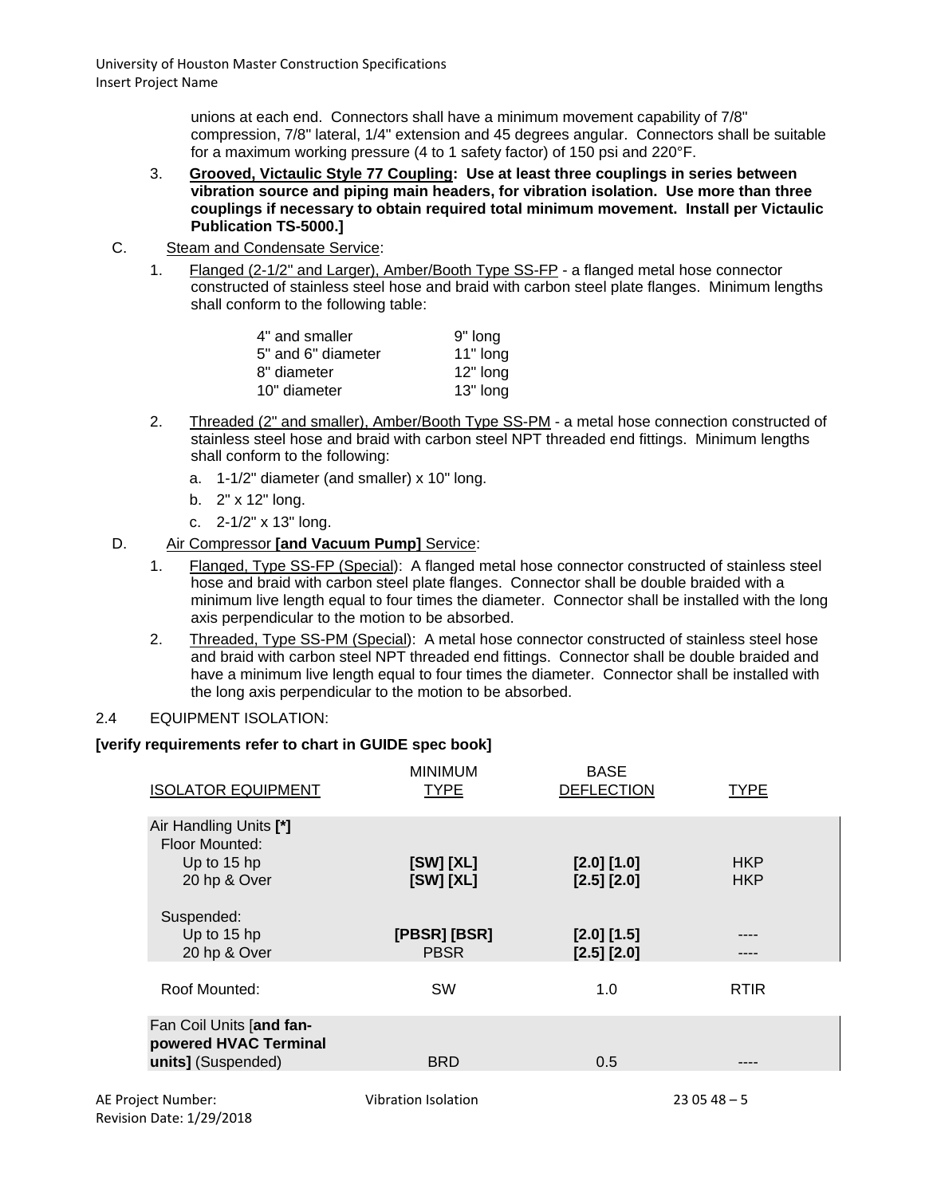unions at each end. Connectors shall have a minimum movement capability of 7/8" compression, 7/8" lateral, 1/4" extension and 45 degrees angular. Connectors shall be suitable for a maximum working pressure (4 to 1 safety factor) of 150 psi and 220°F.

3. **Grooved, Victaulic Style 77 Coupling: Use at least three couplings in series between vibration source and piping main headers, for vibration isolation. Use more than three couplings if necessary to obtain required total minimum movement. Install per Victaulic Publication TS-5000.]**

C. Steam and Condensate Service:

1. Flanged (2-1/2" and Larger), Amber/Booth Type SS-FP - a flanged metal hose connector constructed of stainless steel hose and braid with carbon steel plate flanges. Minimum lengths shall conform to the following table:

| | |
|---|---|
| 4" and smaller | 9" long |
| 5" and 6" diameter | 11" long |
| 8" diameter | 12" long |
| 10" diameter | 13" long |

2. Threaded (2" and smaller), Amber/Booth Type SS-PM - a metal hose connection constructed of stainless steel hose and braid with carbon steel NPT threaded end fittings. Minimum lengths shall conform to the following:

   a. 1-1/2" diameter (and smaller) x 10" long.

   b. 2" x 12" long.

   c. 2-1/2" x 13" long.

D. Air Compressor **[and Vacuum Pump]** Service:

1. Flanged, Type SS-FP (Special): A flanged metal hose connector constructed of stainless steel hose and braid with carbon steel plate flanges. Connector shall be double braided with a minimum live length equal to four times the diameter. Connector shall be installed with the long axis perpendicular to the motion to be absorbed.

2. Threaded, Type SS-PM (Special): A metal hose connector constructed of stainless steel hose and braid with carbon steel NPT threaded end fittings. Connector shall be double braided and have a minimum live length equal to four times the diameter. Connector shall be installed with the long axis perpendicular to the motion to be absorbed.

2.4 EQUIPMENT ISOLATION:

**[verify requirements refer to chart in GUIDE spec book]**

| ISOLATOR EQUIPMENT | MINIMUM TYPE | BASE DEFLECTION | TYPE |
|---|---|---|---|
| Air Handling Units **[*]** | | | |
| Floor Mounted: | | | |
| Up to 15 hp | **[SW] [XL]** | **[2.0] [1.0]** | HKP |
| 20 hp & Over | **[SW] [XL]** | **[2.5] [2.0]** | HKP |
| Suspended: | | | |
| Up to 15 hp | **[PBSR] [BSR]** | **[2.0] [1.5]** | ---- |
| 20 hp & Over | PBSR | **[2.5] [2.0]** | ---- |
| Roof Mounted: | SW | 1.0 | RTIR |
| Fan Coil Units [**and fan-powered HVAC Terminal units]** (Suspended) | BRD | 0.5 | ---- |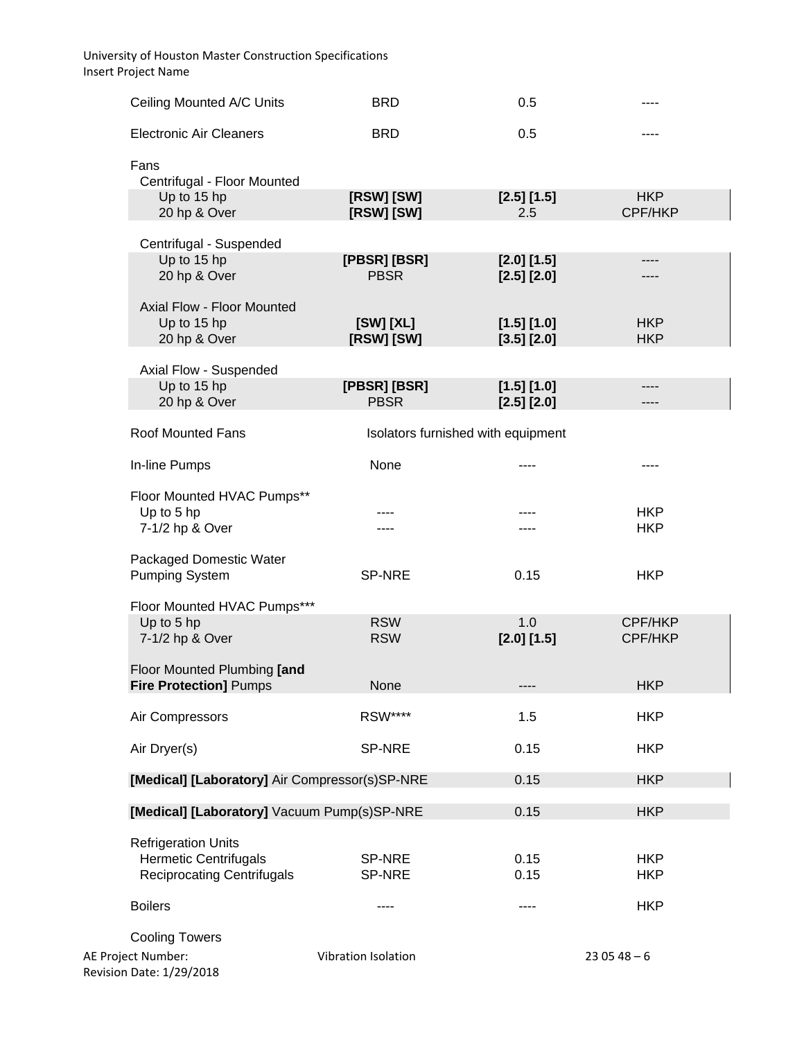| | | | |
|---|---|---|---|
| Ceiling Mounted A/C Units | BRD | 0.5 | ---- |
| Electronic Air Cleaners | BRD | 0.5 | ---- |
| Fans | | | |
| Centrifugal - Floor Mounted | | | |
| Up to 15 hp | **[RSW] [SW]** | **[2.5] [1.5]** | HKP |
| 20 hp & Over | **[RSW] [SW]** | 2.5 | CPF/HKP |
| Centrifugal - Suspended | | | |
| Up to 15 hp | **[PBSR] [BSR]** | **[2.0] [1.5]** | ---- |
| 20 hp & Over | PBSR | **[2.5] [2.0]** | ---- |
| Axial Flow - Floor Mounted | | | |
| Up to 15 hp | **[SW] [XL]** | **[1.5] [1.0]** | HKP |
| 20 hp & Over | **[RSW] [SW]** | **[3.5] [2.0]** | HKP |
| Axial Flow - Suspended | | | |
| Up to 15 hp | **[PBSR] [BSR]** | **[1.5] [1.0]** | ---- |
| 20 hp & Over | PBSR | **[2.5] [2.0]** | ---- |
| Roof Mounted Fans | Isolators furnished with equipment | | |
| In-line Pumps | None | ---- | ---- |
| Floor Mounted HVAC Pumps** | | | |
| Up to 5 hp | ---- | ---- | HKP |
| 7-1/2 hp & Over | ---- | ---- | HKP |
| Packaged Domestic Water Pumping System | SP-NRE | 0.15 | HKP |
| Floor Mounted HVAC Pumps*** | | | |
| Up to 5 hp | RSW | 1.0 | CPF/HKP |
| 7-1/2 hp & Over | RSW | **[2.0] [1.5]** | CPF/HKP |
| Floor Mounted Plumbing **[and Fire Protection]** Pumps | None | ---- | HKP |
| Air Compressors | RSW**** | 1.5 | HKP |
| Air Dryer(s) | SP-NRE | 0.15 | HKP |
| **[Medical] [Laboratory]** Air Compressor(s) | SP-NRE | 0.15 | HKP |
| **[Medical] [Laboratory]** Vacuum Pump(s) | SP-NRE | 0.15 | HKP |
| Refrigeration Units | | | |
| Hermetic Centrifugals | SP-NRE | 0.15 | HKP |
| Reciprocating Centrifugals | SP-NRE | 0.15 | HKP |
| Boilers | ---- | ---- | HKP |
| Cooling Towers | | | |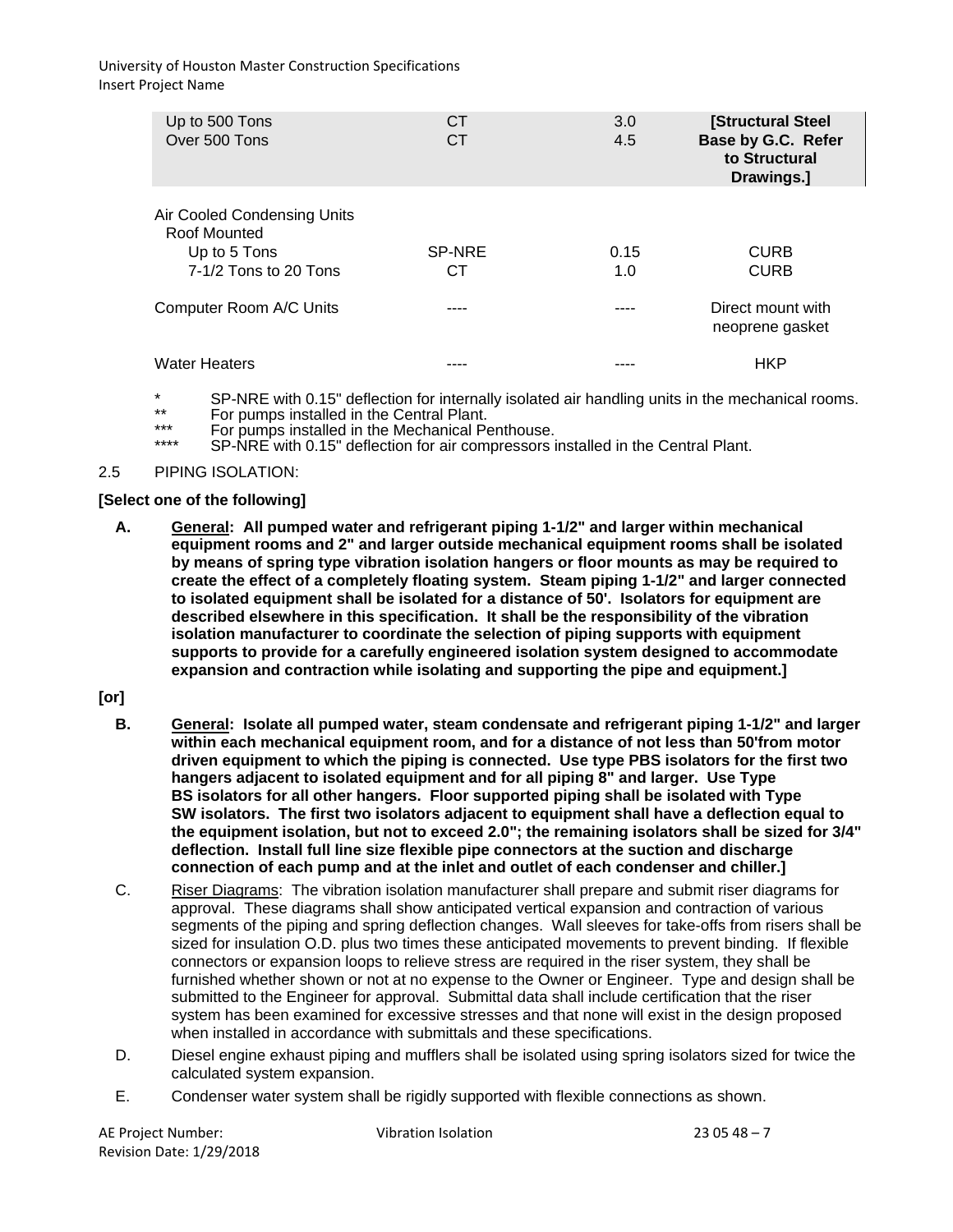| | | | |
|---|---|---|---|
| Up to 500 Tons | CT | 3.0 | **[Structural Steel Base by G.C. Refer to Structural Drawings.]** |
| Over 500 Tons | CT | 4.5 | |
| Air Cooled Condensing Units Roof Mounted | | | |
| Up to 5 Tons | SP-NRE | 0.15 | CURB |
| 7-1/2 Tons to 20 Tons | CT | 1.0 | CURB |
| Computer Room A/C Units | ---- | ---- | Direct mount with neoprene gasket |
| Water Heaters | ---- | ---- | HKP |

\* SP-NRE with 0.15" deflection for internally isolated air handling units in the mechanical rooms.
\*\* For pumps installed in the Central Plant.
\*\*\* For pumps installed in the Mechanical Penthouse.
\*\*\*\* SP-NRE with 0.15" deflection for air compressors installed in the Central Plant.

2.5 PIPING ISOLATION:

**[Select one of the following]**

A. **General: All pumped water and refrigerant piping 1-1/2" and larger within mechanical equipment rooms and 2" and larger outside mechanical equipment rooms shall be isolated by means of spring type vibration isolation hangers or floor mounts as may be required to create the effect of a completely floating system. Steam piping 1-1/2" and larger connected to isolated equipment shall be isolated for a distance of 50'. Isolators for equipment are described elsewhere in this specification. It shall be the responsibility of the vibration isolation manufacturer to coordinate the selection of piping supports with equipment supports to provide for a carefully engineered isolation system designed to accommodate expansion and contraction while isolating and supporting the pipe and equipment.]**

**[or]**

B. **General: Isolate all pumped water, steam condensate and refrigerant piping 1-1/2" and larger within each mechanical equipment room, and for a distance of not less than 50'from motor driven equipment to which the piping is connected. Use type PBS isolators for the first two hangers adjacent to isolated equipment and for all piping 8" and larger. Use Type BS isolators for all other hangers. Floor supported piping shall be isolated with Type SW isolators. The first two isolators adjacent to equipment shall have a deflection equal to the equipment isolation, but not to exceed 2.0"; the remaining isolators shall be sized for 3/4" deflection. Install full line size flexible pipe connectors at the suction and discharge connection of each pump and at the inlet and outlet of each condenser and chiller.]**

C. Riser Diagrams: The vibration isolation manufacturer shall prepare and submit riser diagrams for approval. These diagrams shall show anticipated vertical expansion and contraction of various segments of the piping and spring deflection changes. Wall sleeves for take-offs from risers shall be sized for insulation O.D. plus two times these anticipated movements to prevent binding. If flexible connectors or expansion loops to relieve stress are required in the riser system, they shall be furnished whether shown or not at no expense to the Owner or Engineer. Type and design shall be submitted to the Engineer for approval. Submittal data shall include certification that the riser system has been examined for excessive stresses and that none will exist in the design proposed when installed in accordance with submittals and these specifications.

D. Diesel engine exhaust piping and mufflers shall be isolated using spring isolators sized for twice the calculated system expansion.

E. Condenser water system shall be rigidly supported with flexible connections as shown.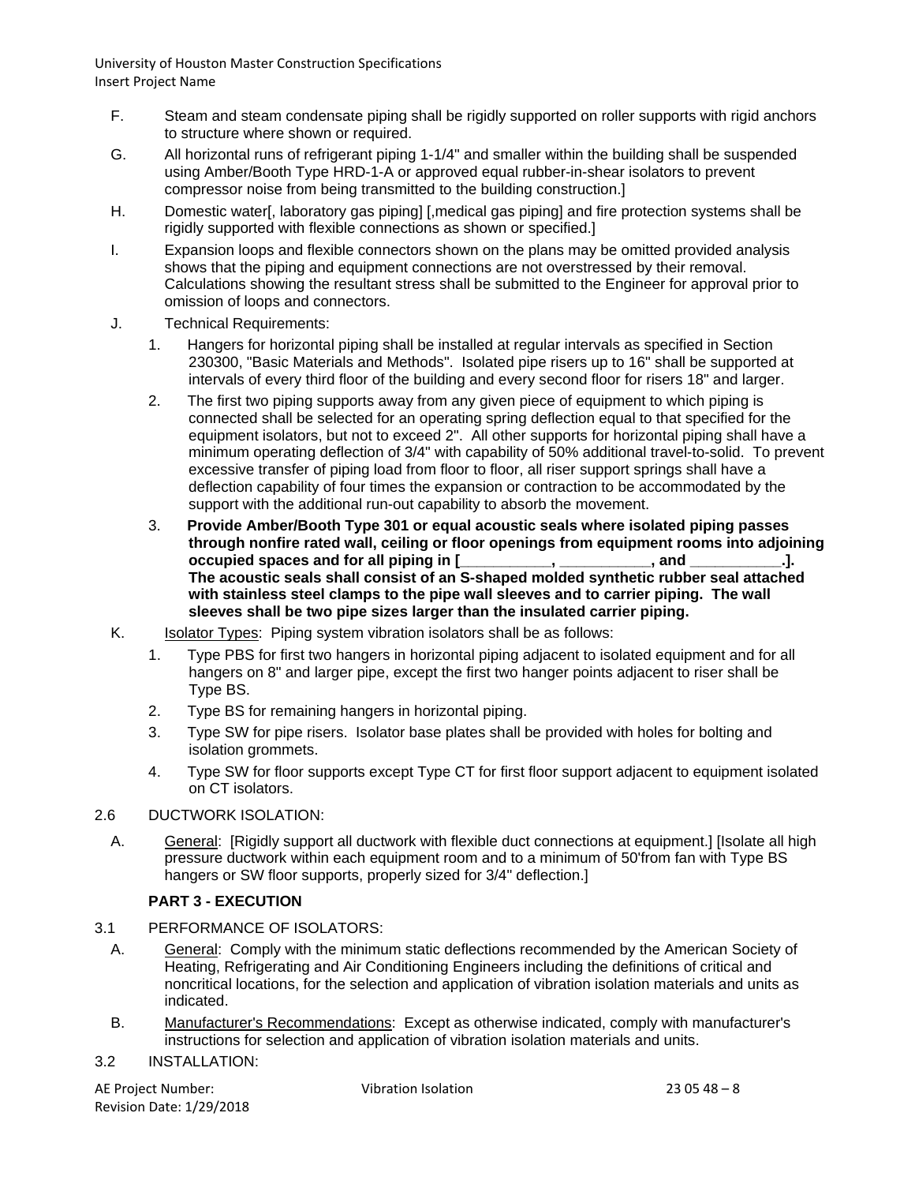F. Steam and steam condensate piping shall be rigidly supported on roller supports with rigid anchors to structure where shown or required.

G. All horizontal runs of refrigerant piping 1-1/4" and smaller within the building shall be suspended using Amber/Booth Type HRD-1-A or approved equal rubber-in-shear isolators to prevent compressor noise from being transmitted to the building construction.]

H. Domestic water[, laboratory gas piping] [,medical gas piping] and fire protection systems shall be rigidly supported with flexible connections as shown or specified.]

I. Expansion loops and flexible connectors shown on the plans may be omitted provided analysis shows that the piping and equipment connections are not overstressed by their removal. Calculations showing the resultant stress shall be submitted to the Engineer for approval prior to omission of loops and connectors.

J. Technical Requirements:

1. Hangers for horizontal piping shall be installed at regular intervals as specified in Section 230300, "Basic Materials and Methods". Isolated pipe risers up to 16" shall be supported at intervals of every third floor of the building and every second floor for risers 18" and larger.
2. The first two piping supports away from any given piece of equipment to which piping is connected shall be selected for an operating spring deflection equal to that specified for the equipment isolators, but not to exceed 2". All other supports for horizontal piping shall have a minimum operating deflection of 3/4" with capability of 50% additional travel-to-solid. To prevent excessive transfer of piping load from floor to floor, all riser support springs shall have a deflection capability of four times the expansion or contraction to be accommodated by the support with the additional run-out capability to absorb the movement.
3. **Provide Amber/Booth Type 301 or equal acoustic seals where isolated piping passes through nonfire rated wall, ceiling or floor openings from equipment rooms into adjoining occupied spaces and for all piping in [__________, __________, and __________.]. The acoustic seals shall consist of an S-shaped molded synthetic rubber seal attached with stainless steel clamps to the pipe wall sleeves and to carrier piping. The wall sleeves shall be two pipe sizes larger than the insulated carrier piping.**

K. Isolator Types: Piping system vibration isolators shall be as follows:

1. Type PBS for first two hangers in horizontal piping adjacent to isolated equipment and for all hangers on 8" and larger pipe, except the first two hanger points adjacent to riser shall be Type BS.
2. Type BS for remaining hangers in horizontal piping.
3. Type SW for pipe risers. Isolator base plates shall be provided with holes for bolting and isolation grommets.
4. Type SW for floor supports except Type CT for first floor support adjacent to equipment isolated on CT isolators.

2.6 DUCTWORK ISOLATION:

A. General: [Rigidly support all ductwork with flexible duct connections at equipment.] [Isolate all high pressure ductwork within each equipment room and to a minimum of 50'from fan with Type BS hangers or SW floor supports, properly sized for 3/4" deflection.]

## PART 3 - EXECUTION

3.1 PERFORMANCE OF ISOLATORS:

A. General: Comply with the minimum static deflections recommended by the American Society of Heating, Refrigerating and Air Conditioning Engineers including the definitions of critical and noncritical locations, for the selection and application of vibration isolation materials and units as indicated.

B. Manufacturer's Recommendations: Except as otherwise indicated, comply with manufacturer's instructions for selection and application of vibration isolation materials and units.

3.2 INSTALLATION: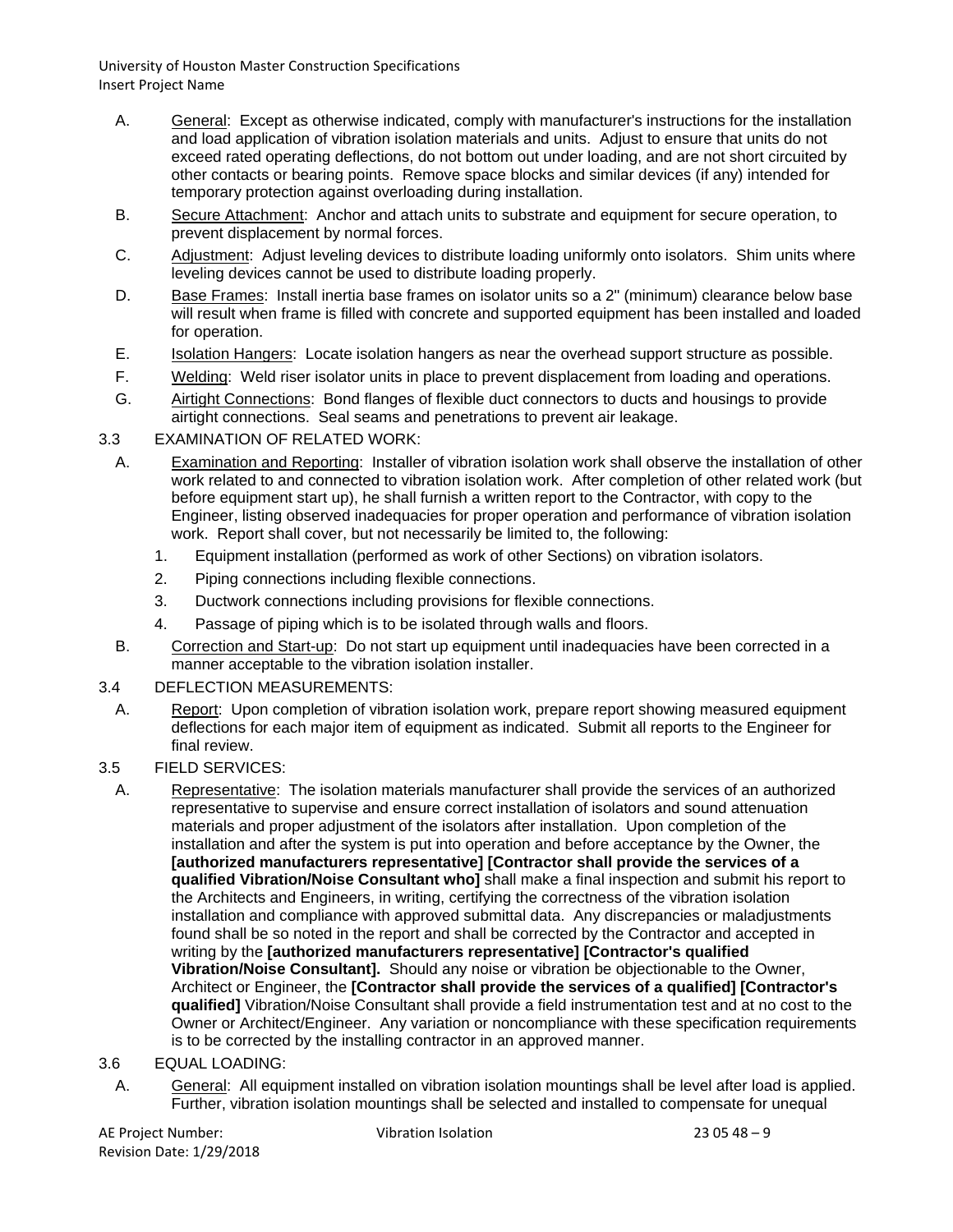A. General: Except as otherwise indicated, comply with manufacturer's instructions for the installation and load application of vibration isolation materials and units. Adjust to ensure that units do not exceed rated operating deflections, do not bottom out under loading, and are not short circuited by other contacts or bearing points. Remove space blocks and similar devices (if any) intended for temporary protection against overloading during installation.

B. Secure Attachment: Anchor and attach units to substrate and equipment for secure operation, to prevent displacement by normal forces.

C. Adjustment: Adjust leveling devices to distribute loading uniformly onto isolators. Shim units where leveling devices cannot be used to distribute loading properly.

D. Base Frames: Install inertia base frames on isolator units so a 2" (minimum) clearance below base will result when frame is filled with concrete and supported equipment has been installed and loaded for operation.

E. Isolation Hangers: Locate isolation hangers as near the overhead support structure as possible.

F. Welding: Weld riser isolator units in place to prevent displacement from loading and operations.

G. Airtight Connections: Bond flanges of flexible duct connectors to ducts and housings to provide airtight connections. Seal seams and penetrations to prevent air leakage.

3.3 EXAMINATION OF RELATED WORK:

A. Examination and Reporting: Installer of vibration isolation work shall observe the installation of other work related to and connected to vibration isolation work. After completion of other related work (but before equipment start up), he shall furnish a written report to the Contractor, with copy to the Engineer, listing observed inadequacies for proper operation and performance of vibration isolation work. Report shall cover, but not necessarily be limited to, the following:

1. Equipment installation (performed as work of other Sections) on vibration isolators.
2. Piping connections including flexible connections.
3. Ductwork connections including provisions for flexible connections.
4. Passage of piping which is to be isolated through walls and floors.

B. Correction and Start-up: Do not start up equipment until inadequacies have been corrected in a manner acceptable to the vibration isolation installer.

3.4 DEFLECTION MEASUREMENTS:

A. Report: Upon completion of vibration isolation work, prepare report showing measured equipment deflections for each major item of equipment as indicated. Submit all reports to the Engineer for final review.

3.5 FIELD SERVICES:

A. Representative: The isolation materials manufacturer shall provide the services of an authorized representative to supervise and ensure correct installation of isolators and sound attenuation materials and proper adjustment of the isolators after installation. Upon completion of the installation and after the system is put into operation and before acceptance by the Owner, the **[authorized manufacturers representative] [Contractor shall provide the services of a qualified Vibration/Noise Consultant who]** shall make a final inspection and submit his report to the Architects and Engineers, in writing, certifying the correctness of the vibration isolation installation and compliance with approved submittal data. Any discrepancies or maladjustments found shall be so noted in the report and shall be corrected by the Contractor and accepted in writing by the **[authorized manufacturers representative] [Contractor's qualified Vibration/Noise Consultant].** Should any noise or vibration be objectionable to the Owner, Architect or Engineer, the **[Contractor shall provide the services of a qualified] [Contractor's qualified]** Vibration/Noise Consultant shall provide a field instrumentation test and at no cost to the Owner or Architect/Engineer. Any variation or noncompliance with these specification requirements is to be corrected by the installing contractor in an approved manner.

3.6 EQUAL LOADING:

A. General: All equipment installed on vibration isolation mountings shall be level after load is applied. Further, vibration isolation mountings shall be selected and installed to compensate for unequal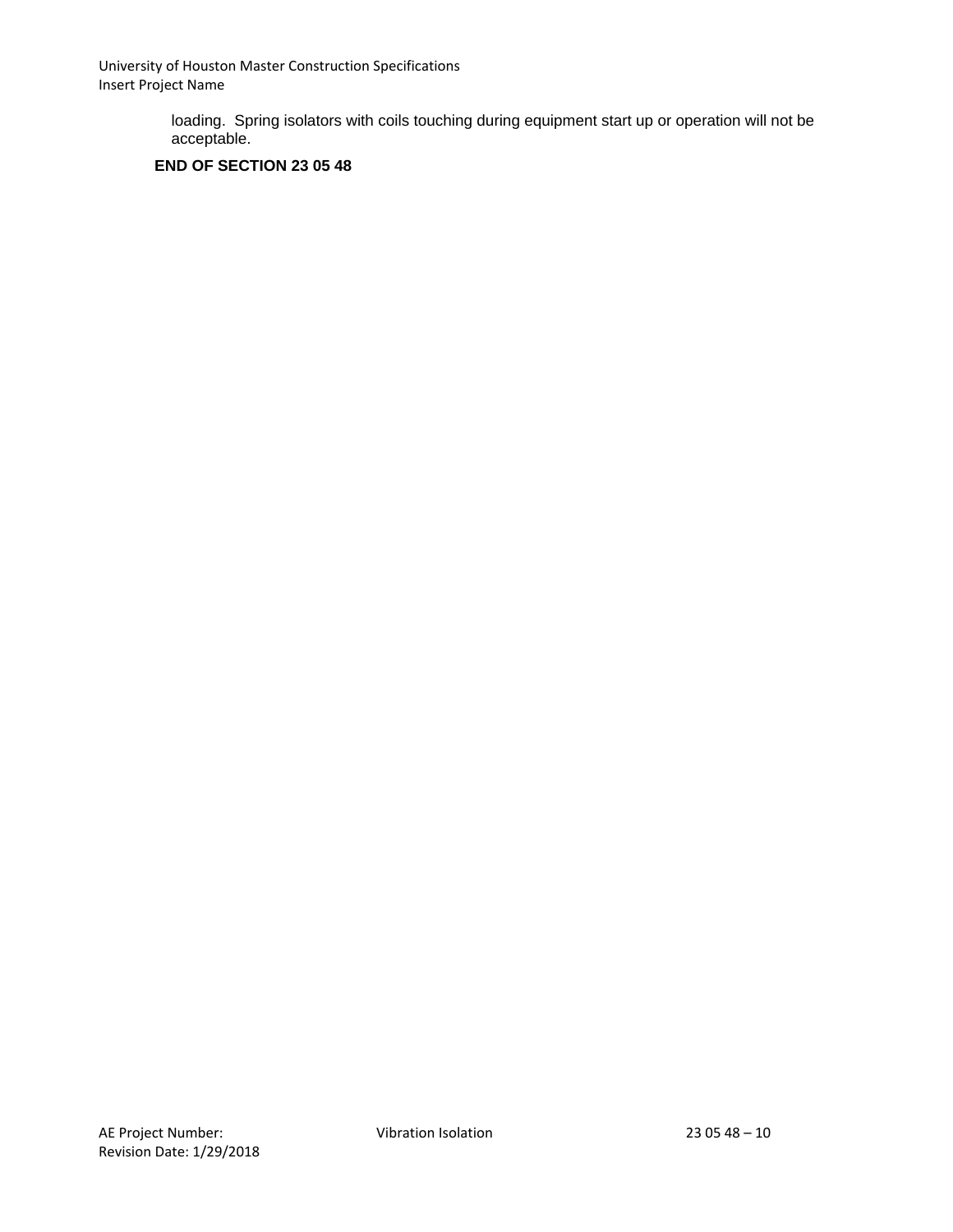loading. Spring isolators with coils touching during equipment start up or operation will not be acceptable.

**END OF SECTION 23 05 48**